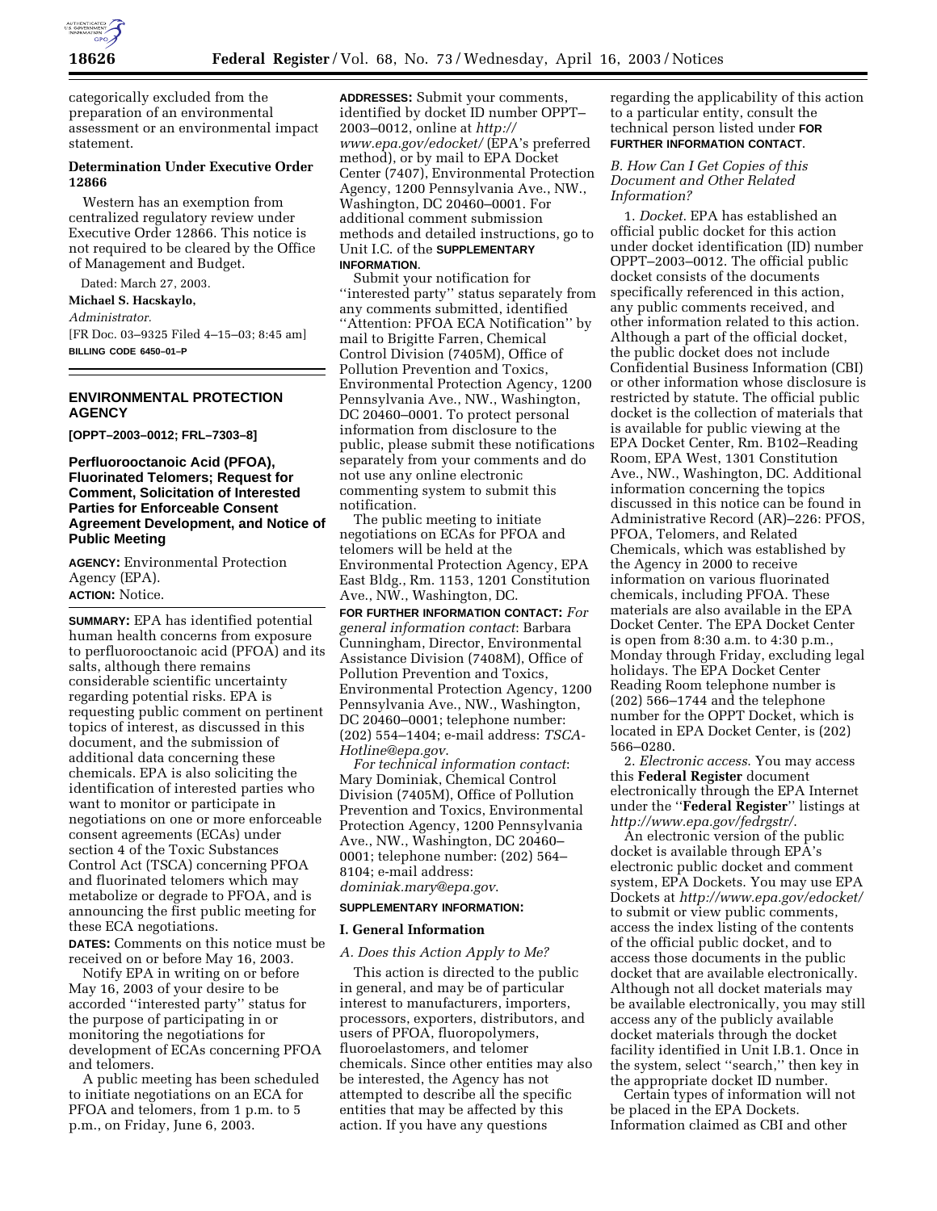categorically excluded from the preparation of an environmental assessment or an environmental impact statement.

**Determination Under Executive Order 12866**

Western has an exemption from centralized regulatory review under Executive Order 12866. This notice is not required to be cleared by the Office of Management and Budget.

Dated: March 27, 2003.

**Michael S. Hacskaylo,**

*Administrator.*

[FR Doc. 03–9325 Filed 4–15–03; 8:45 am]

**BILLING CODE 6450–01–P**

## ENVIRONMENTAL PROTECTION AGENCY

**[OPPT–2003–0012; FRL–7303–8]**

## Perfluorooctanoic Acid (PFOA), Fluorinated Telomers; Request for Comment, Solicitation of Interested Parties for Enforceable Consent Agreement Development, and Notice of Public Meeting

**AGENCY:** Environmental Protection Agency (EPA).

**ACTION:** Notice.

**SUMMARY:** EPA has identified potential human health concerns from exposure to perfluorooctanoic acid (PFOA) and its salts, although there remains considerable scientific uncertainty regarding potential risks. EPA is requesting public comment on pertinent topics of interest, as discussed in this document, and the submission of additional data concerning these chemicals. EPA is also soliciting the identification of interested parties who want to monitor or participate in negotiations on one or more enforceable consent agreements (ECAs) under section 4 of the Toxic Substances Control Act (TSCA) concerning PFOA and fluorinated telomers which may metabolize or degrade to PFOA, and is announcing the first public meeting for these ECA negotiations.

**DATES:** Comments on this notice must be received on or before May 16, 2003.

Notify EPA in writing on or before May 16, 2003 of your desire to be accorded ''interested party'' status for the purpose of participating in or monitoring the negotiations for development of ECAs concerning PFOA and telomers.

A public meeting has been scheduled to initiate negotiations on an ECA for PFOA and telomers, from 1 p.m. to 5 p.m., on Friday, June 6, 2003.

**ADDRESSES:** Submit your comments, identified by docket ID number OPPT–2003–0012, online at *http://www.epa.gov/edocket/* (EPA's preferred method), or by mail to EPA Docket Center (7407), Environmental Protection Agency, 1200 Pennsylvania Ave., NW., Washington, DC 20460–0001. For additional comment submission methods and detailed instructions, go to Unit I.C. of the **SUPPLEMENTARY INFORMATION**.

Submit your notification for ''interested party'' status separately from any comments submitted, identified ''Attention: PFOA ECA Notification'' by mail to Brigitte Farren, Chemical Control Division (7405M), Office of Pollution Prevention and Toxics, Environmental Protection Agency, 1200 Pennsylvania Ave., NW., Washington, DC 20460–0001. To protect personal information from disclosure to the public, please submit these notifications separately from your comments and do not use any online electronic commenting system to submit this notification.

The public meeting to initiate negotiations on ECAs for PFOA and telomers will be held at the Environmental Protection Agency, EPA East Bldg., Rm. 1153, 1201 Constitution Ave., NW., Washington, DC.

**FOR FURTHER INFORMATION CONTACT:** *For general information contact*: Barbara Cunningham, Director, Environmental Assistance Division (7408M), Office of Pollution Prevention and Toxics, Environmental Protection Agency, 1200 Pennsylvania Ave., NW., Washington, DC 20460–0001; telephone number: (202) 554–1404; e-mail address: *TSCA-Hotline@epa.gov*.

*For technical information contact*: Mary Dominiak, Chemical Control Division (7405M), Office of Pollution Prevention and Toxics, Environmental Protection Agency, 1200 Pennsylvania Ave., NW., Washington, DC 20460–0001; telephone number: (202) 564–8104; e-mail address: *dominiak.mary@epa.gov*.

**SUPPLEMENTARY INFORMATION:**

## I. General Information

### *A. Does this Action Apply to Me?*

This action is directed to the public in general, and may be of particular interest to manufacturers, importers, processors, exporters, distributors, and users of PFOA, fluoropolymers, fluoroelastomers, and telomer chemicals. Since other entities may also be interested, the Agency has not attempted to describe all the specific entities that may be affected by this action. If you have any questions regarding the applicability of this action to a particular entity, consult the technical person listed under **FOR FURTHER INFORMATION CONTACT**.

### *B. How Can I Get Copies of this Document and Other Related Information?*

1. *Docket*. EPA has established an official public docket for this action under docket identification (ID) number OPPT–2003–0012. The official public docket consists of the documents specifically referenced in this action, any public comments received, and other information related to this action. Although a part of the official docket, the public docket does not include Confidential Business Information (CBI) or other information whose disclosure is restricted by statute. The official public docket is the collection of materials that is available for public viewing at the EPA Docket Center, Rm. B102–Reading Room, EPA West, 1301 Constitution Ave., NW., Washington, DC. Additional information concerning the topics discussed in this notice can be found in Administrative Record (AR)–226: PFOS, PFOA, Telomers, and Related Chemicals, which was established by the Agency in 2000 to receive information on various fluorinated chemicals, including PFOA. These materials are also available in the EPA Docket Center. The EPA Docket Center is open from 8:30 a.m. to 4:30 p.m., Monday through Friday, excluding legal holidays. The EPA Docket Center Reading Room telephone number is (202) 566–1744 and the telephone number for the OPPT Docket, which is located in EPA Docket Center, is (202) 566–0280.

2. *Electronic access*. You may access this **Federal Register** document electronically through the EPA Internet under the ''**Federal Register**'' listings at *http://www.epa.gov/fedrgstr/*.

An electronic version of the public docket is available through EPA's electronic public docket and comment system, EPA Dockets. You may use EPA Dockets at *http://www.epa.gov/edocket/* to submit or view public comments, access the index listing of the contents of the official public docket, and to access those documents in the public docket that are available electronically. Although not all docket materials may be available electronically, you may still access any of the publicly available docket materials through the docket facility identified in Unit I.B.1. Once in the system, select ''search,'' then key in the appropriate docket ID number.

Certain types of information will not be placed in the EPA Dockets. Information claimed as CBI and other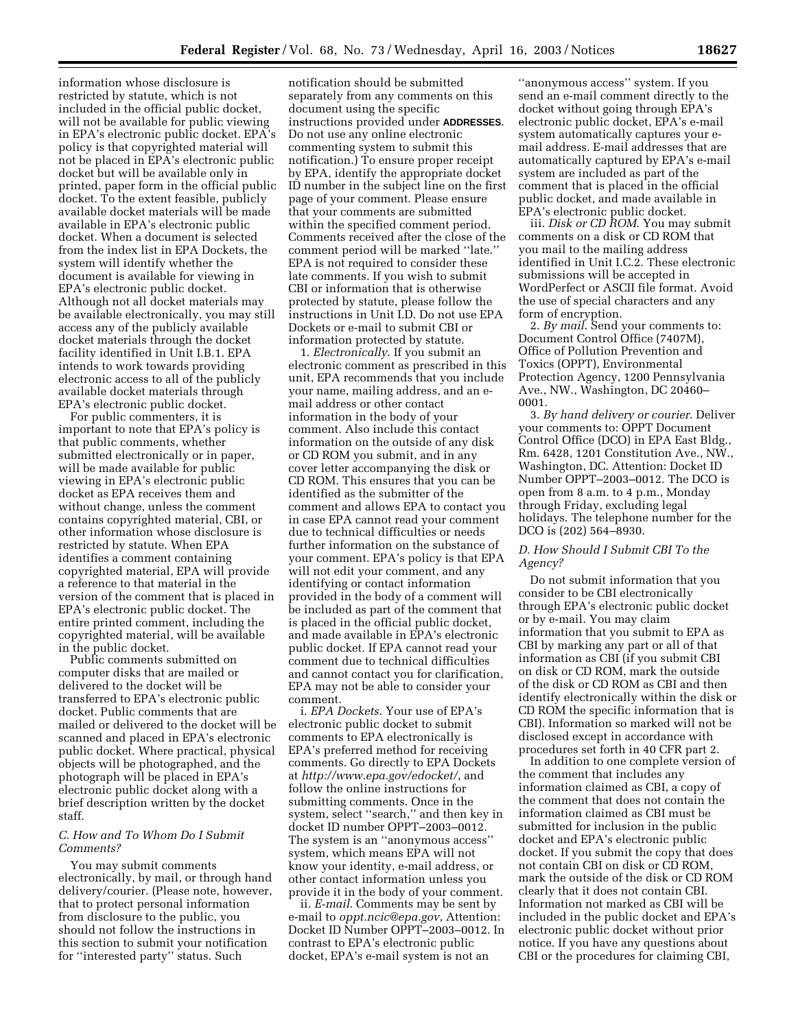information whose disclosure is restricted by statute, which is not included in the official public docket, will not be available for public viewing in EPA's electronic public docket. EPA's policy is that copyrighted material will not be placed in EPA's electronic public docket but will be available only in printed, paper form in the official public docket. To the extent feasible, publicly available docket materials will be made available in EPA's electronic public docket. When a document is selected from the index list in EPA Dockets, the system will identify whether the document is available for viewing in EPA's electronic public docket. Although not all docket materials may be available electronically, you may still access any of the publicly available docket materials through the docket facility identified in Unit I.B.1. EPA intends to work towards providing electronic access to all of the publicly available docket materials through EPA's electronic public docket.

For public commenters, it is important to note that EPA's policy is that public comments, whether submitted electronically or in paper, will be made available for public viewing in EPA's electronic public docket as EPA receives them and without change, unless the comment contains copyrighted material, CBI, or other information whose disclosure is restricted by statute. When EPA identifies a comment containing copyrighted material, EPA will provide a reference to that material in the version of the comment that is placed in EPA's electronic public docket. The entire printed comment, including the copyrighted material, will be available in the public docket.

Public comments submitted on computer disks that are mailed or delivered to the docket will be transferred to EPA's electronic public docket. Public comments that are mailed or delivered to the docket will be scanned and placed in EPA's electronic public docket. Where practical, physical objects will be photographed, and the photograph will be placed in EPA's electronic public docket along with a brief description written by the docket staff.

### *C. How and To Whom Do I Submit Comments?*

You may submit comments electronically, by mail, or through hand delivery/courier. (Please note, however, that to protect personal information from disclosure to the public, you should not follow the instructions in this section to submit your notification for "interested party" status. Such notification should be submitted separately from any comments on this document using the specific instructions provided under **ADDRESSES**. Do not use any online electronic commenting system to submit this notification.) To ensure proper receipt by EPA, identify the appropriate docket ID number in the subject line on the first page of your comment. Please ensure that your comments are submitted within the specified comment period. Comments received after the close of the comment period will be marked "late." EPA is not required to consider these late comments. If you wish to submit CBI or information that is otherwise protected by statute, please follow the instructions in Unit I.D. Do not use EPA Dockets or e-mail to submit CBI or information protected by statute.

1. *Electronically*. If you submit an electronic comment as prescribed in this unit, EPA recommends that you include your name, mailing address, and an e-mail address or other contact information in the body of your comment. Also include this contact information on the outside of any disk or CD ROM you submit, and in any cover letter accompanying the disk or CD ROM. This ensures that you can be identified as the submitter of the comment and allows EPA to contact you in case EPA cannot read your comment due to technical difficulties or needs further information on the substance of your comment. EPA's policy is that EPA will not edit your comment, and any identifying or contact information provided in the body of a comment will be included as part of the comment that is placed in the official public docket, and made available in EPA's electronic public docket. If EPA cannot read your comment due to technical difficulties and cannot contact you for clarification, EPA may not be able to consider your comment.

i. *EPA Dockets*. Your use of EPA's electronic public docket to submit comments to EPA electronically is EPA's preferred method for receiving comments. Go directly to EPA Dockets at *http://www.epa.gov/edocket/*, and follow the online instructions for submitting comments. Once in the system, select "search," and then key in docket ID number OPPT–2003–0012. The system is an "anonymous access" system, which means EPA will not know your identity, e-mail address, or other contact information unless you provide it in the body of your comment.

ii. *E-mail*. Comments may be sent by e-mail to *oppt.ncic@epa.gov*, Attention: Docket ID Number OPPT–2003–0012. In contrast to EPA's electronic public docket, EPA's e-mail system is not an "anonymous access" system. If you send an e-mail comment directly to the docket without going through EPA's electronic public docket, EPA's e-mail system automatically captures your e-mail address. E-mail addresses that are automatically captured by EPA's e-mail system are included as part of the comment that is placed in the official public docket, and made available in EPA's electronic public docket.

iii. *Disk or CD ROM*. You may submit comments on a disk or CD ROM that you mail to the mailing address identified in Unit I.C.2. These electronic submissions will be accepted in WordPerfect or ASCII file format. Avoid the use of special characters and any form of encryption.

2. *By mail*. Send your comments to: Document Control Office (7407M), Office of Pollution Prevention and Toxics (OPPT), Environmental Protection Agency, 1200 Pennsylvania Ave., NW., Washington, DC 20460–0001.

3. *By hand delivery or courier*. Deliver your comments to: OPPT Document Control Office (DCO) in EPA East Bldg., Rm. 6428, 1201 Constitution Ave., NW., Washington, DC. Attention: Docket ID Number OPPT–2003–0012. The DCO is open from 8 a.m. to 4 p.m., Monday through Friday, excluding legal holidays. The telephone number for the DCO is (202) 564–8930.

### *D. How Should I Submit CBI To the Agency?*

Do not submit information that you consider to be CBI electronically through EPA's electronic public docket or by e-mail. You may claim information that you submit to EPA as CBI by marking any part or all of that information as CBI (if you submit CBI on disk or CD ROM, mark the outside of the disk or CD ROM as CBI and then identify electronically within the disk or CD ROM the specific information that is CBI). Information so marked will not be disclosed except in accordance with procedures set forth in 40 CFR part 2.

In addition to one complete version of the comment that includes any information claimed as CBI, a copy of the comment that does not contain the information claimed as CBI must be submitted for inclusion in the public docket and EPA's electronic public docket. If you submit the copy that does not contain CBI on disk or CD ROM, mark the outside of the disk or CD ROM clearly that it does not contain CBI. Information not marked as CBI will be included in the public docket and EPA's electronic public docket without prior notice. If you have any questions about CBI or the procedures for claiming CBI,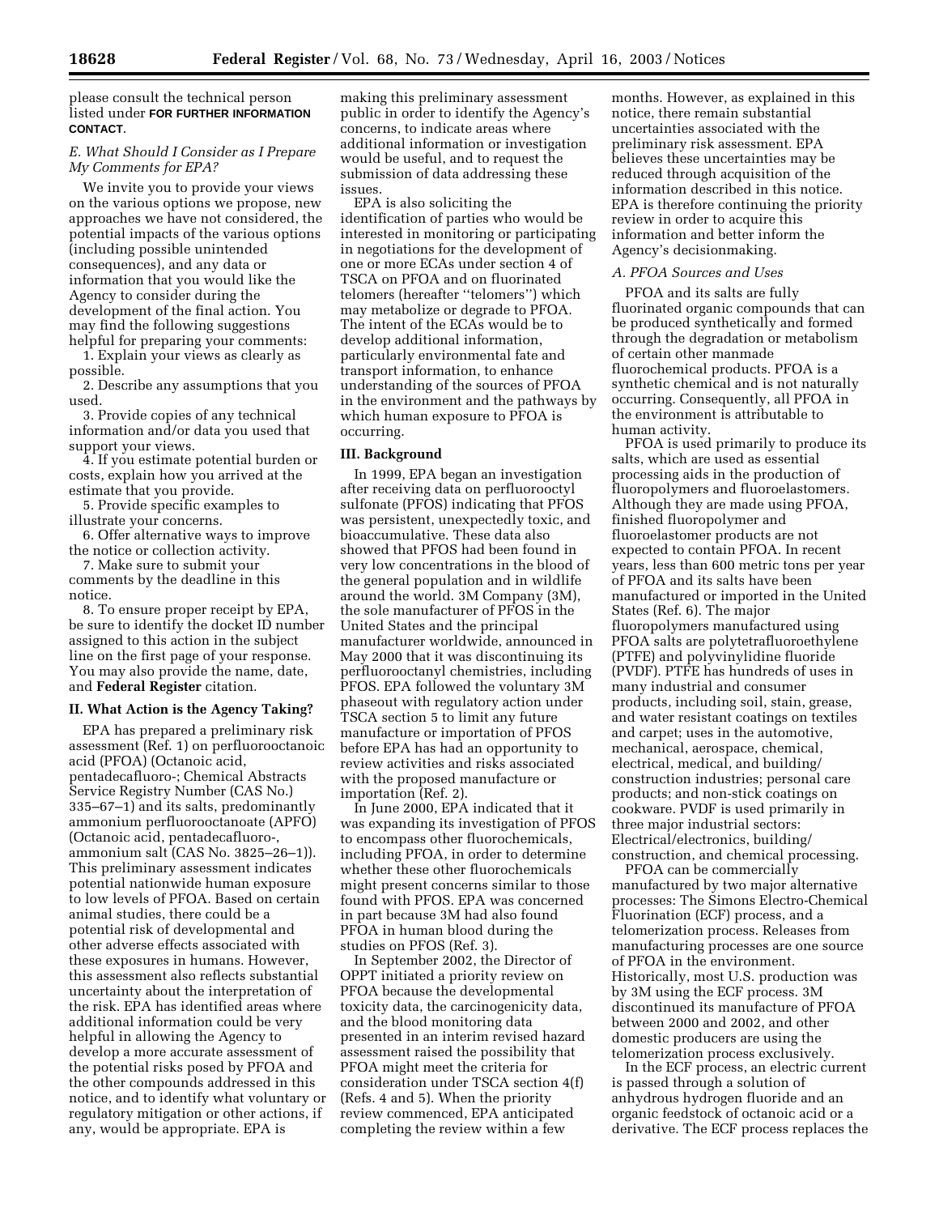please consult the technical person listed under **FOR FURTHER INFORMATION CONTACT**.

*E. What Should I Consider as I Prepare My Comments for EPA?*

We invite you to provide your views on the various options we propose, new approaches we have not considered, the potential impacts of the various options (including possible unintended consequences), and any data or information that you would like the Agency to consider during the development of the final action. You may find the following suggestions helpful for preparing your comments:

1. Explain your views as clearly as possible.
2. Describe any assumptions that you used.
3. Provide copies of any technical information and/or data you used that support your views.
4. If you estimate potential burden or costs, explain how you arrived at the estimate that you provide.
5. Provide specific examples to illustrate your concerns.
6. Offer alternative ways to improve the notice or collection activity.
7. Make sure to submit your comments by the deadline in this notice.
8. To ensure proper receipt by EPA, be sure to identify the docket ID number assigned to this action in the subject line on the first page of your response. You may also provide the name, date, and **Federal Register** citation.

## II. What Action is the Agency Taking?

EPA has prepared a preliminary risk assessment (Ref. 1) on perfluorooctanoic acid (PFOA) (Octanoic acid, pentadecafluoro-; Chemical Abstracts Service Registry Number (CAS No.) 335–67–1) and its salts, predominantly ammonium perfluorooctanoate (APFO) (Octanoic acid, pentadecafluoro-, ammonium salt (CAS No. 3825–26–1)). This preliminary assessment indicates potential nationwide human exposure to low levels of PFOA. Based on certain animal studies, there could be a potential risk of developmental and other adverse effects associated with these exposures in humans. However, this assessment also reflects substantial uncertainty about the interpretation of the risk. EPA has identified areas where additional information could be very helpful in allowing the Agency to develop a more accurate assessment of the potential risks posed by PFOA and the other compounds addressed in this notice, and to identify what voluntary or regulatory mitigation or other actions, if any, would be appropriate. EPA is making this preliminary assessment public in order to identify the Agency's concerns, to indicate areas where additional information or investigation would be useful, and to request the submission of data addressing these issues.

EPA is also soliciting the identification of parties who would be interested in monitoring or participating in negotiations for the development of one or more ECAs under section 4 of TSCA on PFOA and on fluorinated telomers (hereafter ''telomers'') which may metabolize or degrade to PFOA. The intent of the ECAs would be to develop additional information, particularly environmental fate and transport information, to enhance understanding of the sources of PFOA in the environment and the pathways by which human exposure to PFOA is occurring.

## III. Background

In 1999, EPA began an investigation after receiving data on perfluorooctyl sulfonate (PFOS) indicating that PFOS was persistent, unexpectedly toxic, and bioaccumulative. These data also showed that PFOS had been found in very low concentrations in the blood of the general population and in wildlife around the world. 3M Company (3M), the sole manufacturer of PFOS in the United States and the principal manufacturer worldwide, announced in May 2000 that it was discontinuing its perfluorooctanyl chemistries, including PFOS. EPA followed the voluntary 3M phaseout with regulatory action under TSCA section 5 to limit any future manufacture or importation of PFOS before EPA has had an opportunity to review activities and risks associated with the proposed manufacture or importation (Ref. 2).

In June 2000, EPA indicated that it was expanding its investigation of PFOS to encompass other fluorochemicals, including PFOA, in order to determine whether these other fluorochemicals might present concerns similar to those found with PFOS. EPA was concerned in part because 3M had also found PFOA in human blood during the studies on PFOS (Ref. 3).

In September 2002, the Director of OPPT initiated a priority review on PFOA because the developmental toxicity data, the carcinogenicity data, and the blood monitoring data presented in an interim revised hazard assessment raised the possibility that PFOA might meet the criteria for consideration under TSCA section 4(f) (Refs. 4 and 5). When the priority review commenced, EPA anticipated completing the review within a few months. However, as explained in this notice, there remain substantial uncertainties associated with the preliminary risk assessment. EPA believes these uncertainties may be reduced through acquisition of the information described in this notice. EPA is therefore continuing the priority review in order to acquire this information and better inform the Agency's decisionmaking.

*A. PFOA Sources and Uses*

PFOA and its salts are fully fluorinated organic compounds that can be produced synthetically and formed through the degradation or metabolism of certain other manmade fluorochemical products. PFOA is a synthetic chemical and is not naturally occurring. Consequently, all PFOA in the environment is attributable to human activity.

PFOA is used primarily to produce its salts, which are used as essential processing aids in the production of fluoropolymers and fluoroelastomers. Although they are made using PFOA, finished fluoropolymer and fluoroelastomer products are not expected to contain PFOA. In recent years, less than 600 metric tons per year of PFOA and its salts have been manufactured or imported in the United States (Ref. 6). The major fluoropolymers manufactured using PFOA salts are polytetrafluoroethylene (PTFE) and polyvinylidine fluoride (PVDF). PTFE has hundreds of uses in many industrial and consumer products, including soil, stain, grease, and water resistant coatings on textiles and carpet; uses in the automotive, mechanical, aerospace, chemical, electrical, medical, and building/construction industries; personal care products; and non-stick coatings on cookware. PVDF is used primarily in three major industrial sectors: Electrical/electronics, building/construction, and chemical processing.

PFOA can be commercially manufactured by two major alternative processes: The Simons Electro-Chemical Fluorination (ECF) process, and a telomerization process. Releases from manufacturing processes are one source of PFOA in the environment. Historically, most U.S. production was by 3M using the ECF process. 3M discontinued its manufacture of PFOA between 2000 and 2002, and other domestic producers are using the telomerization process exclusively.

In the ECF process, an electric current is passed through a solution of anhydrous hydrogen fluoride and an organic feedstock of octanoic acid or a derivative. The ECF process replaces the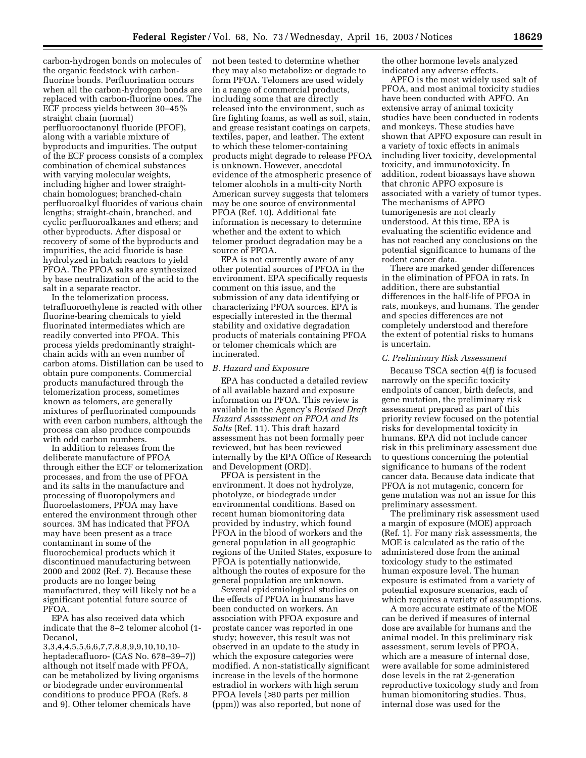carbon-hydrogen bonds on molecules of the organic feedstock with carbon-fluorine bonds. Perfluorination occurs when all the carbon-hydrogen bonds are replaced with carbon-fluorine ones. The ECF process yields between 30–45% straight chain (normal) perfluorooctanonyl fluoride (PFOF), along with a variable mixture of byproducts and impurities. The output of the ECF process consists of a complex combination of chemical substances with varying molecular weights, including higher and lower straight-chain homologues; branched-chain perfluoroalkyl fluorides of various chain lengths; straight-chain, branched, and cyclic perfluoroalkanes and ethers; and other byproducts. After disposal or recovery of some of the byproducts and impurities, the acid fluoride is base hydrolyzed in batch reactors to yield PFOA. The PFOA salts are synthesized by base neutralization of the acid to the salt in a separate reactor.

In the telomerization process, tetrafluoroethylene is reacted with other fluorine-bearing chemicals to yield fluorinated intermediates which are readily converted into PFOA. This process yields predominantly straight-chain acids with an even number of carbon atoms. Distillation can be used to obtain pure components. Commercial products manufactured through the telomerization process, sometimes known as telomers, are generally mixtures of perfluorinated compounds with even carbon numbers, although the process can also produce compounds with odd carbon numbers.

In addition to releases from the deliberate manufacture of PFOA through either the ECF or telomerization processes, and from the use of PFOA and its salts in the manufacture and processing of fluoropolymers and fluoroelastomers, PFOA may have entered the environment through other sources. 3M has indicated that PFOA may have been present as a trace contaminant in some of the fluorochemical products which it discontinued manufacturing between 2000 and 2002 (Ref. 7). Because these products are no longer being manufactured, they will likely not be a significant potential future source of PFOA.

EPA has also received data which indicate that the 8–2 telomer alcohol (1-Decanol, 3,3,4,4,5,5,6,6,7,7,8,8,9,9,10,10,10-heptadecafluoro- (CAS No. 678–39–7)) although not itself made with PFOA, can be metabolized by living organisms or biodegrade under environmental conditions to produce PFOA (Refs. 8 and 9). Other telomer chemicals have not been tested to determine whether they may also metabolize or degrade to form PFOA. Telomers are used widely in a range of commercial products, including some that are directly released into the environment, such as fire fighting foams, as well as soil, stain, and grease resistant coatings on carpets, textiles, paper, and leather. The extent to which these telomer-containing products might degrade to release PFOA is unknown. However, anecdotal evidence of the atmospheric presence of telomer alcohols in a multi-city North American survey suggests that telomers may be one source of environmental PFOA (Ref. 10). Additional fate information is necessary to determine whether and the extent to which telomer product degradation may be a source of PFOA.

EPA is not currently aware of any other potential sources of PFOA in the environment. EPA specifically requests comment on this issue, and the submission of any data identifying or characterizing PFOA sources. EPA is especially interested in the thermal stability and oxidative degradation products of materials containing PFOA or telomer chemicals which are incinerated.

### *B. Hazard and Exposure*

EPA has conducted a detailed review of all available hazard and exposure information on PFOA. This review is available in the Agency's *Revised Draft Hazard Assessment on PFOA and Its Salts* (Ref. 11). This draft hazard assessment has not been formally peer reviewed, but has been reviewed internally by the EPA Office of Research and Development (ORD).

PFOA is persistent in the environment. It does not hydrolyze, photolyze, or biodegrade under environmental conditions. Based on recent human biomonitoring data provided by industry, which found PFOA in the blood of workers and the general population in all geographic regions of the United States, exposure to PFOA is potentially nationwide, although the routes of exposure for the general population are unknown.

Several epidemiological studies on the effects of PFOA in humans have been conducted on workers. An association with PFOA exposure and prostate cancer was reported in one study; however, this result was not observed in an update to the study in which the exposure categories were modified. A non-statistically significant increase in the levels of the hormone estradiol in workers with high serum PFOA levels (>30 parts per million (ppm)) was also reported, but none of the other hormone levels analyzed indicated any adverse effects.

APFO is the most widely used salt of PFOA, and most animal toxicity studies have been conducted with APFO. An extensive array of animal toxicity studies have been conducted in rodents and monkeys. These studies have shown that APFO exposure can result in a variety of toxic effects in animals including liver toxicity, developmental toxicity, and immunotoxicity. In addition, rodent bioassays have shown that chronic APFO exposure is associated with a variety of tumor types. The mechanisms of APFO tumorigenesis are not clearly understood. At this time, EPA is evaluating the scientific evidence and has not reached any conclusions on the potential significance to humans of the rodent cancer data.

There are marked gender differences in the elimination of PFOA in rats. In addition, there are substantial differences in the half-life of PFOA in rats, monkeys, and humans. The gender and species differences are not completely understood and therefore the extent of potential risks to humans is uncertain.

### *C. Preliminary Risk Assessment*

Because TSCA section 4(f) is focused narrowly on the specific toxicity endpoints of cancer, birth defects, and gene mutation, the preliminary risk assessment prepared as part of this priority review focused on the potential risks for developmental toxicity in humans. EPA did not include cancer risk in this preliminary assessment due to questions concerning the potential significance to humans of the rodent cancer data. Because data indicate that PFOA is not mutagenic, concern for gene mutation was not an issue for this preliminary assessment.

The preliminary risk assessment used a margin of exposure (MOE) approach (Ref. 1). For many risk assessments, the MOE is calculated as the ratio of the administered dose from the animal toxicology study to the estimated human exposure level. The human exposure is estimated from a variety of potential exposure scenarios, each of which requires a variety of assumptions.

A more accurate estimate of the MOE can be derived if measures of internal dose are available for humans and the animal model. In this preliminary risk assessment, serum levels of PFOA, which are a measure of internal dose, were available for some administered dose levels in the rat 2-generation reproductive toxicology study and from human biomonitoring studies. Thus, internal dose was used for the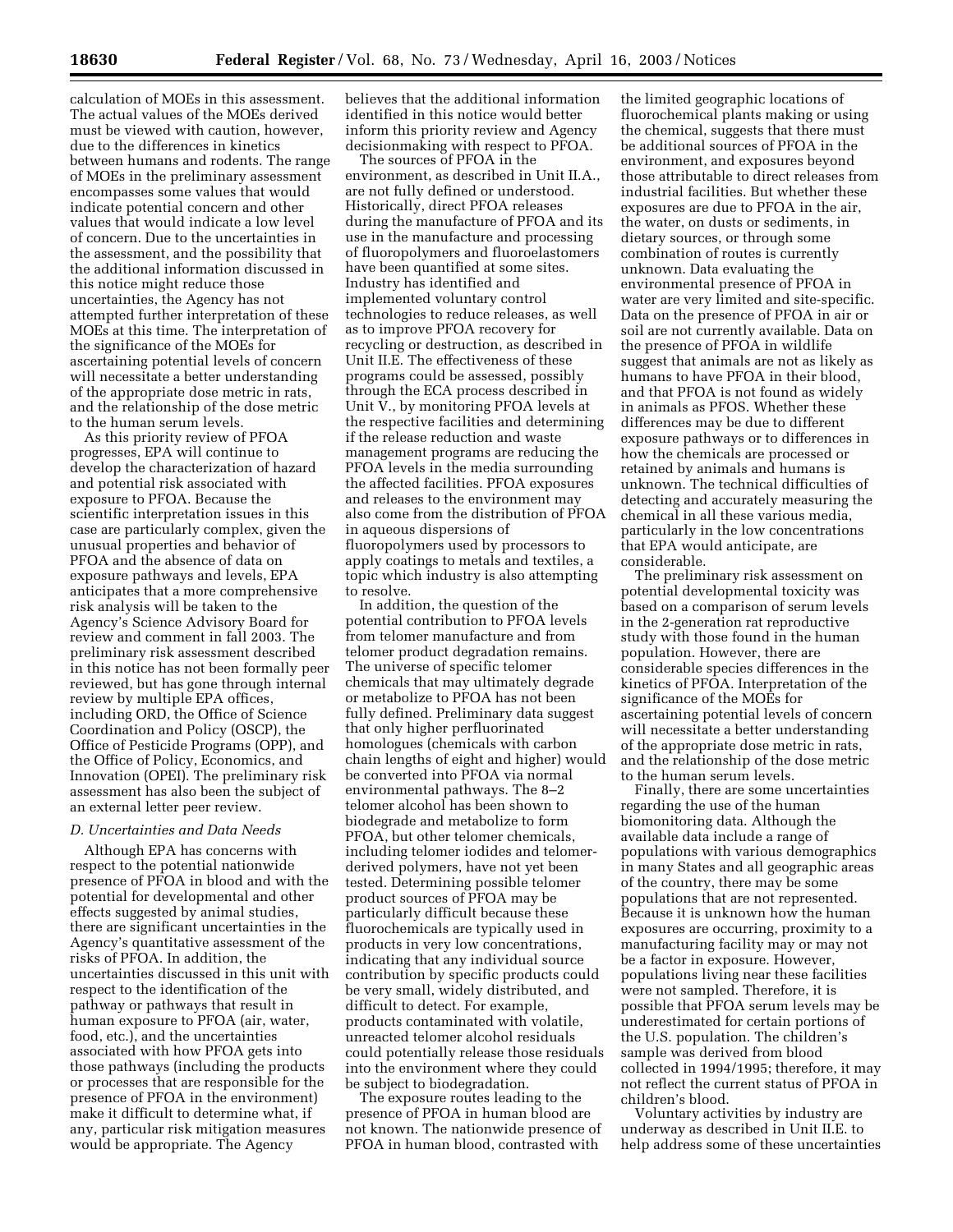calculation of MOEs in this assessment. The actual values of the MOEs derived must be viewed with caution, however, due to the differences in kinetics between humans and rodents. The range of MOEs in the preliminary assessment encompasses some values that would indicate potential concern and other values that would indicate a low level of concern. Due to the uncertainties in the assessment, and the possibility that the additional information discussed in this notice might reduce those uncertainties, the Agency has not attempted further interpretation of these MOEs at this time. The interpretation of the significance of the MOEs for ascertaining potential levels of concern will necessitate a better understanding of the appropriate dose metric in rats, and the relationship of the dose metric to the human serum levels.

As this priority review of PFOA progresses, EPA will continue to develop the characterization of hazard and potential risk associated with exposure to PFOA. Because the scientific interpretation issues in this case are particularly complex, given the unusual properties and behavior of PFOA and the absence of data on exposure pathways and levels, EPA anticipates that a more comprehensive risk analysis will be taken to the Agency's Science Advisory Board for review and comment in fall 2003. The preliminary risk assessment described in this notice has not been formally peer reviewed, but has gone through internal review by multiple EPA offices, including ORD, the Office of Science Coordination and Policy (OSCP), the Office of Pesticide Programs (OPP), and the Office of Policy, Economics, and Innovation (OPEI). The preliminary risk assessment has also been the subject of an external letter peer review.

### *D. Uncertainties and Data Needs*

Although EPA has concerns with respect to the potential nationwide presence of PFOA in blood and with the potential for developmental and other effects suggested by animal studies, there are significant uncertainties in the Agency's quantitative assessment of the risks of PFOA. In addition, the uncertainties discussed in this unit with respect to the identification of the pathway or pathways that result in human exposure to PFOA (air, water, food, etc.), and the uncertainties associated with how PFOA gets into those pathways (including the products or processes that are responsible for the presence of PFOA in the environment) make it difficult to determine what, if any, particular risk mitigation measures would be appropriate. The Agency believes that the additional information identified in this notice would better inform this priority review and Agency decisionmaking with respect to PFOA.

The sources of PFOA in the environment, as described in Unit II.A., are not fully defined or understood. Historically, direct PFOA releases during the manufacture of PFOA and its use in the manufacture and processing of fluoropolymers and fluoroelastomers have been quantified at some sites. Industry has identified and implemented voluntary control technologies to reduce releases, as well as to improve PFOA recovery for recycling or destruction, as described in Unit II.E. The effectiveness of these programs could be assessed, possibly through the ECA process described in Unit V., by monitoring PFOA levels at the respective facilities and determining if the release reduction and waste management programs are reducing the PFOA levels in the media surrounding the affected facilities. PFOA exposures and releases to the environment may also come from the distribution of PFOA in aqueous dispersions of fluoropolymers used by processors to apply coatings to metals and textiles, a topic which industry is also attempting to resolve.

In addition, the question of the potential contribution to PFOA levels from telomer manufacture and from telomer product degradation remains. The universe of specific telomer chemicals that may ultimately degrade or metabolize to PFOA has not been fully defined. Preliminary data suggest that only higher perfluorinated homologues (chemicals with carbon chain lengths of eight and higher) would be converted into PFOA via normal environmental pathways. The 8–2 telomer alcohol has been shown to biodegrade and metabolize to form PFOA, but other telomer chemicals, including telomer iodides and telomer-derived polymers, have not yet been tested. Determining possible telomer product sources of PFOA may be particularly difficult because these fluorochemicals are typically used in products in very low concentrations, indicating that any individual source contribution by specific products could be very small, widely distributed, and difficult to detect. For example, products contaminated with volatile, unreacted telomer alcohol residuals could potentially release those residuals into the environment where they could be subject to biodegradation.

The exposure routes leading to the presence of PFOA in human blood are not known. The nationwide presence of PFOA in human blood, contrasted with the limited geographic locations of fluorochemical plants making or using the chemical, suggests that there must be additional sources of PFOA in the environment, and exposures beyond those attributable to direct releases from industrial facilities. But whether these exposures are due to PFOA in the air, the water, on dusts or sediments, in dietary sources, or through some combination of routes is currently unknown. Data evaluating the environmental presence of PFOA in water are very limited and site-specific. Data on the presence of PFOA in air or soil are not currently available. Data on the presence of PFOA in wildlife suggest that animals are not as likely as humans to have PFOA in their blood, and that PFOA is not found as widely in animals as PFOS. Whether these differences may be due to different exposure pathways or to differences in how the chemicals are processed or retained by animals and humans is unknown. The technical difficulties of detecting and accurately measuring the chemical in all these various media, particularly in the low concentrations that EPA would anticipate, are considerable.

The preliminary risk assessment on potential developmental toxicity was based on a comparison of serum levels in the 2-generation rat reproductive study with those found in the human population. However, there are considerable species differences in the kinetics of PFOA. Interpretation of the significance of the MOEs for ascertaining potential levels of concern will necessitate a better understanding of the appropriate dose metric in rats, and the relationship of the dose metric to the human serum levels.

Finally, there are some uncertainties regarding the use of the human biomonitoring data. Although the available data include a range of populations with various demographics in many States and all geographic areas of the country, there may be some populations that are not represented. Because it is unknown how the human exposures are occurring, proximity to a manufacturing facility may or may not be a factor in exposure. However, populations living near these facilities were not sampled. Therefore, it is possible that PFOA serum levels may be underestimated for certain portions of the U.S. population. The children's sample was derived from blood collected in 1994/1995; therefore, it may not reflect the current status of PFOA in children's blood.

Voluntary activities by industry are underway as described in Unit II.E. to help address some of these uncertainties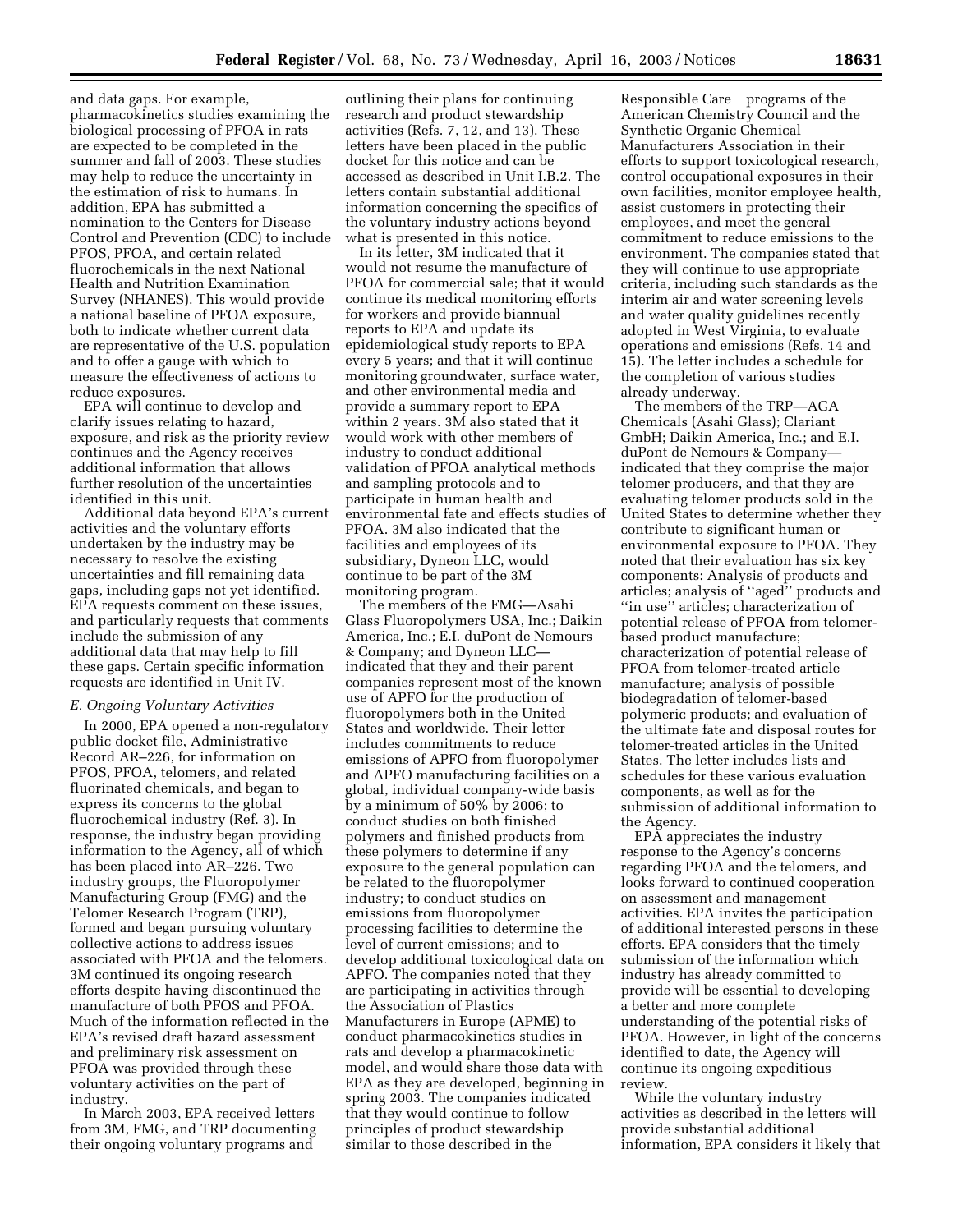and data gaps. For example, pharmacokinetics studies examining the biological processing of PFOA in rats are expected to be completed in the summer and fall of 2003. These studies may help to reduce the uncertainty in the estimation of risk to humans. In addition, EPA has submitted a nomination to the Centers for Disease Control and Prevention (CDC) to include PFOS, PFOA, and certain related fluorochemicals in the next National Health and Nutrition Examination Survey (NHANES). This would provide a national baseline of PFOA exposure, both to indicate whether current data are representative of the U.S. population and to offer a gauge with which to measure the effectiveness of actions to reduce exposures.

EPA will continue to develop and clarify issues relating to hazard, exposure, and risk as the priority review continues and the Agency receives additional information that allows further resolution of the uncertainties identified in this unit.

Additional data beyond EPA's current activities and the voluntary efforts undertaken by the industry may be necessary to resolve the existing uncertainties and fill remaining data gaps, including gaps not yet identified. EPA requests comment on these issues, and particularly requests that comments include the submission of any additional data that may help to fill these gaps. Certain specific information requests are identified in Unit IV.

*E. Ongoing Voluntary Activities*

In 2000, EPA opened a non-regulatory public docket file, Administrative Record AR–226, for information on PFOS, PFOA, telomers, and related fluorinated chemicals, and began to express its concerns to the global fluorochemical industry (Ref. 3). In response, the industry began providing information to the Agency, all of which has been placed into AR–226. Two industry groups, the Fluoropolymer Manufacturing Group (FMG) and the Telomer Research Program (TRP), formed and began pursuing voluntary collective actions to address issues associated with PFOA and the telomers. 3M continued its ongoing research efforts despite having discontinued the manufacture of both PFOS and PFOA. Much of the information reflected in the EPA's revised draft hazard assessment and preliminary risk assessment on PFOA was provided through these voluntary activities on the part of industry.

In March 2003, EPA received letters from 3M, FMG, and TRP documenting their ongoing voluntary programs and outlining their plans for continuing research and product stewardship activities (Refs. 7, 12, and 13). These letters have been placed in the public docket for this notice and can be accessed as described in Unit I.B.2. The letters contain substantial additional information concerning the specifics of the voluntary industry actions beyond what is presented in this notice.

In its letter, 3M indicated that it would not resume the manufacture of PFOA for commercial sale; that it would continue its medical monitoring efforts for workers and provide biannual reports to EPA and update its epidemiological study reports to EPA every 5 years; and that it will continue monitoring groundwater, surface water, and other environmental media and provide a summary report to EPA within 2 years. 3M also stated that it would work with other members of industry to conduct additional validation of PFOA analytical methods and sampling protocols and to participate in human health and environmental fate and effects studies of PFOA. 3M also indicated that the facilities and employees of its subsidiary, Dyneon LLC, would continue to be part of the 3M monitoring program.

The members of the FMG—Asahi Glass Fluoropolymers USA, Inc.; Daikin America, Inc.; E.I. duPont de Nemours & Company; and Dyneon LLC—indicated that they and their parent companies represent most of the known use of APFO for the production of fluoropolymers both in the United States and worldwide. Their letter includes commitments to reduce emissions of APFO from fluoropolymer and APFO manufacturing facilities on a global, individual company-wide basis by a minimum of 50% by 2006; to conduct studies on both finished polymers and finished products from these polymers to determine if any exposure to the general population can be related to the fluoropolymer industry; to conduct studies on emissions from fluoropolymer processing facilities to determine the level of current emissions; and to develop additional toxicological data on APFO. The companies noted that they are participating in activities through the Association of Plastics Manufacturers in Europe (APME) to conduct pharmacokinetics studies in rats and develop a pharmacokinetic model, and would share those data with EPA as they are developed, beginning in spring 2003. The companies indicated that they would continue to follow principles of product stewardship similar to those described in the Responsible Care programs of the American Chemistry Council and the Synthetic Organic Chemical Manufacturers Association in their efforts to support toxicological research, control occupational exposures in their own facilities, monitor employee health, assist customers in protecting their employees, and meet the general commitment to reduce emissions to the environment. The companies stated that they will continue to use appropriate criteria, including such standards as the interim air and water screening levels and water quality guidelines recently adopted in West Virginia, to evaluate operations and emissions (Refs. 14 and 15). The letter includes a schedule for the completion of various studies already underway.

The members of the TRP—AGA Chemicals (Asahi Glass); Clariant GmbH; Daikin America, Inc.; and E.I. duPont de Nemours & Company—indicated that they comprise the major telomer producers, and that they are evaluating telomer products sold in the United States to determine whether they contribute to significant human or environmental exposure to PFOA. They noted that their evaluation has six key components: Analysis of products and articles; analysis of ''aged'' products and ''in use'' articles; characterization of potential release of PFOA from telomer-based product manufacture; characterization of potential release of PFOA from telomer-treated article manufacture; analysis of possible biodegradation of telomer-based polymeric products; and evaluation of the ultimate fate and disposal routes for telomer-treated articles in the United States. The letter includes lists and schedules for these various evaluation components, as well as for the submission of additional information to the Agency.

EPA appreciates the industry response to the Agency's concerns regarding PFOA and the telomers, and looks forward to continued cooperation on assessment and management activities. EPA invites the participation of additional interested persons in these efforts. EPA considers that the timely submission of the information which industry has already committed to provide will be essential to developing a better and more complete understanding of the potential risks of PFOA. However, in light of the concerns identified to date, the Agency will continue its ongoing expeditious review.

While the voluntary industry activities as described in the letters will provide substantial additional information, EPA considers it likely that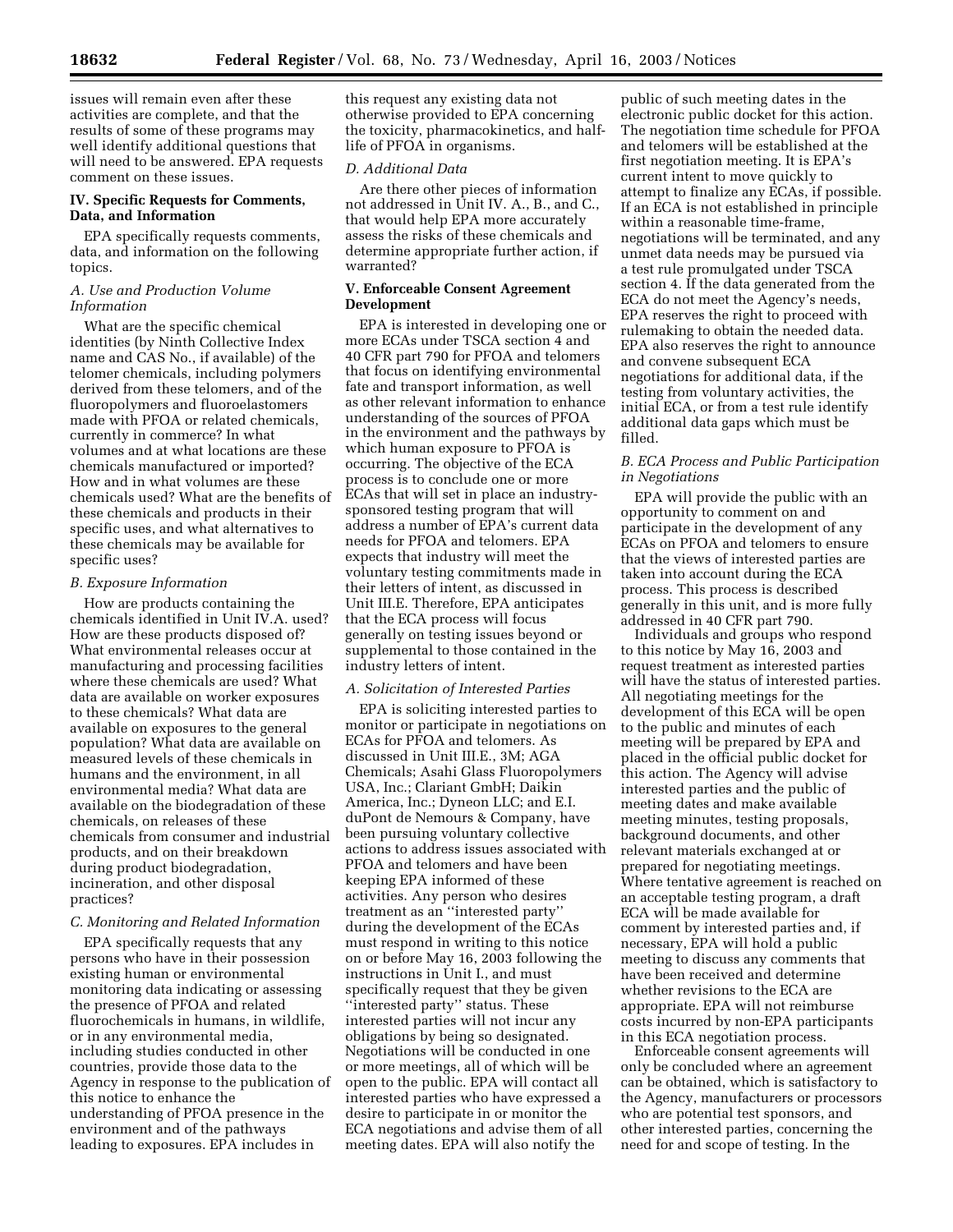issues will remain even after these activities are complete, and that the results of some of these programs may well identify additional questions that will need to be answered. EPA requests comment on these issues.

## IV. Specific Requests for Comments, Data, and Information

EPA specifically requests comments, data, and information on the following topics.

### *A. Use and Production Volume Information*

What are the specific chemical identities (by Ninth Collective Index name and CAS No., if available) of the telomer chemicals, including polymers derived from these telomers, and of the fluoropolymers and fluoroelastomers made with PFOA or related chemicals, currently in commerce? In what volumes and at what locations are these chemicals manufactured or imported? How and in what volumes are these chemicals used? What are the benefits of these chemicals and products in their specific uses, and what alternatives to these chemicals may be available for specific uses?

### *B. Exposure Information*

How are products containing the chemicals identified in Unit IV.A. used? How are these products disposed of? What environmental releases occur at manufacturing and processing facilities where these chemicals are used? What data are available on worker exposures to these chemicals? What data are available on exposures to the general population? What data are available on measured levels of these chemicals in humans and the environment, in all environmental media? What data are available on the biodegradation of these chemicals, on releases of these chemicals from consumer and industrial products, and on their breakdown during product biodegradation, incineration, and other disposal practices?

### *C. Monitoring and Related Information*

EPA specifically requests that any persons who have in their possession existing human or environmental monitoring data indicating or assessing the presence of PFOA and related fluorochemicals in humans, in wildlife, or in any environmental media, including studies conducted in other countries, provide those data to the Agency in response to the publication of this notice to enhance the understanding of PFOA presence in the environment and of the pathways leading to exposures. EPA includes in this request any existing data not otherwise provided to EPA concerning the toxicity, pharmacokinetics, and half-life of PFOA in organisms.

### *D. Additional Data*

Are there other pieces of information not addressed in Unit IV. A., B., and C., that would help EPA more accurately assess the risks of these chemicals and determine appropriate further action, if warranted?

## V. Enforceable Consent Agreement Development

EPA is interested in developing one or more ECAs under TSCA section 4 and 40 CFR part 790 for PFOA and telomers that focus on identifying environmental fate and transport information, as well as other relevant information to enhance understanding of the sources of PFOA in the environment and the pathways by which human exposure to PFOA is occurring. The objective of the ECA process is to conclude one or more ECAs that will set in place an industry-sponsored testing program that will address a number of EPA's current data needs for PFOA and telomers. EPA expects that industry will meet the voluntary testing commitments made in their letters of intent, as discussed in Unit III.E. Therefore, EPA anticipates that the ECA process will focus generally on testing issues beyond or supplemental to those contained in the industry letters of intent.

### *A. Solicitation of Interested Parties*

EPA is soliciting interested parties to monitor or participate in negotiations on ECAs for PFOA and telomers. As discussed in Unit III.E., 3M; AGA Chemicals; Asahi Glass Fluoropolymers USA, Inc.; Clariant GmbH; Daikin America, Inc.; Dyneon LLC; and E.I. duPont de Nemours & Company, have been pursuing voluntary collective actions to address issues associated with PFOA and telomers and have been keeping EPA informed of these activities. Any person who desires treatment as an ''interested party'' during the development of the ECAs must respond in writing to this notice on or before May 16, 2003 following the instructions in Unit I., and must specifically request that they be given ''interested party'' status. These interested parties will not incur any obligations by being so designated. Negotiations will be conducted in one or more meetings, all of which will be open to the public. EPA will contact all interested parties who have expressed a desire to participate in or monitor the ECA negotiations and advise them of all meeting dates. EPA will also notify the public of such meeting dates in the electronic public docket for this action. The negotiation time schedule for PFOA and telomers will be established at the first negotiation meeting. It is EPA's current intent to move quickly to attempt to finalize any ECAs, if possible. If an ECA is not established in principle within a reasonable time-frame, negotiations will be terminated, and any unmet data needs may be pursued via a test rule promulgated under TSCA section 4. If the data generated from the ECA do not meet the Agency's needs, EPA reserves the right to proceed with rulemaking to obtain the needed data. EPA also reserves the right to announce and convene subsequent ECA negotiations for additional data, if the testing from voluntary activities, the initial ECA, or from a test rule identify additional data gaps which must be filled.

### *B. ECA Process and Public Participation in Negotiations*

EPA will provide the public with an opportunity to comment on and participate in the development of any ECAs on PFOA and telomers to ensure that the views of interested parties are taken into account during the ECA process. This process is described generally in this unit, and is more fully addressed in 40 CFR part 790.

Individuals and groups who respond to this notice by May 16, 2003 and request treatment as interested parties will have the status of interested parties. All negotiating meetings for the development of this ECA will be open to the public and minutes of each meeting will be prepared by EPA and placed in the official public docket for this action. The Agency will advise interested parties and the public of meeting dates and make available meeting minutes, testing proposals, background documents, and other relevant materials exchanged at or prepared for negotiating meetings. Where tentative agreement is reached on an acceptable testing program, a draft ECA will be made available for comment by interested parties and, if necessary, EPA will hold a public meeting to discuss any comments that have been received and determine whether revisions to the ECA are appropriate. EPA will not reimburse costs incurred by non-EPA participants in this ECA negotiation process.

Enforceable consent agreements will only be concluded where an agreement can be obtained, which is satisfactory to the Agency, manufacturers or processors who are potential test sponsors, and other interested parties, concerning the need for and scope of testing. In the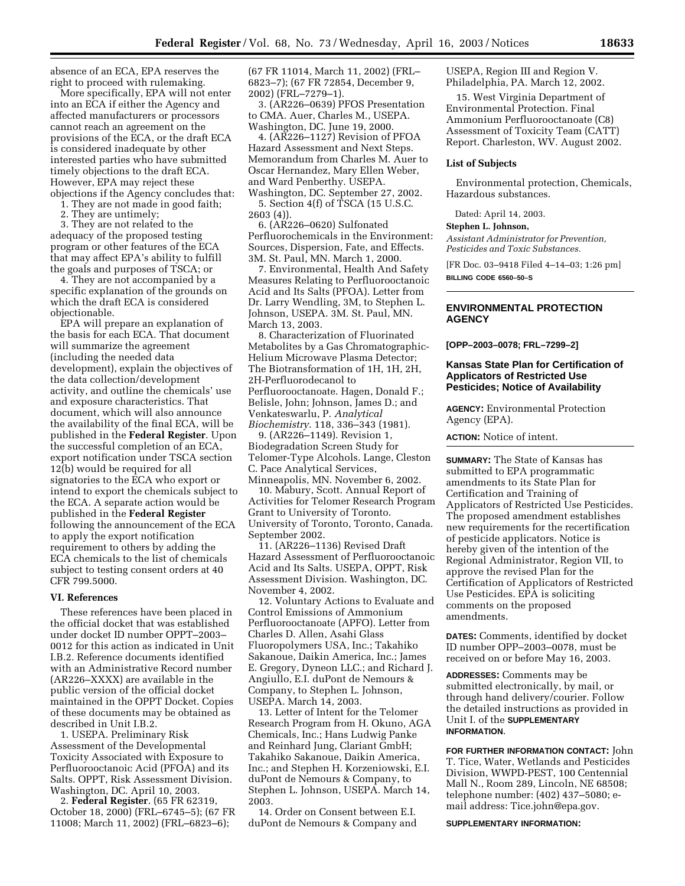absence of an ECA, EPA reserves the right to proceed with rulemaking.

More specifically, EPA will not enter into an ECA if either the Agency and affected manufacturers or processors cannot reach an agreement on the provisions of the ECA, or the draft ECA is considered inadequate by other interested parties who have submitted timely objections to the draft ECA. However, EPA may reject these objections if the Agency concludes that:

1. They are not made in good faith;
2. They are untimely;
3. They are not related to the adequacy of the proposed testing program or other features of the ECA that may affect EPA's ability to fulfill the goals and purposes of TSCA; or
4. They are not accompanied by a specific explanation of the grounds on which the draft ECA is considered objectionable.

EPA will prepare an explanation of the basis for each ECA. That document will summarize the agreement (including the needed data development), explain the objectives of the data collection/development activity, and outline the chemicals' use and exposure characteristics. That document, which will also announce the availability of the final ECA, will be published in the **Federal Register**. Upon the successful completion of an ECA, export notification under TSCA section 12(b) would be required for all signatories to the ECA who export or intend to export the chemicals subject to the ECA. A separate action would be published in the **Federal Register** following the announcement of the ECA to apply the export notification requirement to others by adding the ECA chemicals to the list of chemicals subject to testing consent orders at 40 CFR 799.5000.

### VI. References

These references have been placed in the official docket that was established under docket ID number OPPT–2003–0012 for this action as indicated in Unit I.B.2. Reference documents identified with an Administrative Record number (AR226–XXXX) are available in the public version of the official docket maintained in the OPPT Docket. Copies of these documents may be obtained as described in Unit I.B.2.

1. USEPA. Preliminary Risk Assessment of the Developmental Toxicity Associated with Exposure to Perfluorooctanoic Acid (PFOA) and its Salts. OPPT, Risk Assessment Division. Washington, DC. April 10, 2003.
2. **Federal Register**. (65 FR 62319, October 18, 2000) (FRL–6745–5); (67 FR 11008; March 11, 2002) (FRL–6823–6); (67 FR 11014, March 11, 2002) (FRL–6823–7); (67 FR 72854, December 9, 2002) (FRL–7279–1).
3. (AR226–0639) PFOS Presentation to CMA. Auer, Charles M., USEPA. Washington, DC. June 19, 2000.
4. (AR226–1127) Revision of PFOA Hazard Assessment and Next Steps. Memorandum from Charles M. Auer to Oscar Hernandez, Mary Ellen Weber, and Ward Penberthy. USEPA. Washington, DC. September 27, 2002.
5. Section 4(f) of TSCA (15 U.S.C. 2603 (4)).
6. (AR226–0620) Sulfonated Perfluorochemicals in the Environment: Sources, Dispersion, Fate, and Effects. 3M. St. Paul, MN. March 1, 2000.
7. Environmental, Health And Safety Measures Relating to Perfluorooctanoic Acid and Its Salts (PFOA). Letter from Dr. Larry Wendling, 3M, to Stephen L. Johnson, USEPA. 3M. St. Paul, MN. March 13, 2003.
8. Characterization of Fluorinated Metabolites by a Gas Chromatographic-Helium Microwave Plasma Detector; The Biotransformation of 1H, 1H, 2H, 2H-Perfluorodecanol to Perfluorooctanoate. Hagen, Donald F.; Belisle, John; Johnson, James D.; and Venkateswarlu, P. *Analytical Biochemistry*. 118, 336–343 (1981).
9. (AR226–1149). Revision 1, Biodegradation Screen Study for Telomer-Type Alcohols. Lange, Cleston C. Pace Analytical Services, Minneapolis, MN. November 6, 2002.
10. Mabury, Scott. Annual Report of Activities for Telomer Research Program Grant to University of Toronto. University of Toronto, Toronto, Canada. September 2002.
11. (AR226–1136) Revised Draft Hazard Assessment of Perfluorooctanoic Acid and Its Salts. USEPA, OPPT, Risk Assessment Division. Washington, DC. November 4, 2002.
12. Voluntary Actions to Evaluate and Control Emissions of Ammonium Perfluorooctanoate (APFO). Letter from Charles D. Allen, Asahi Glass Fluoropolymers USA, Inc.; Takahiko Sakanoue, Daikin America, Inc.; James E. Gregory, Dyneon LLC.; and Richard J. Angiullo, E.I. duPont de Nemours & Company, to Stephen L. Johnson, USEPA. March 14, 2003.
13. Letter of Intent for the Telomer Research Program from H. Okuno, AGA Chemicals, Inc.; Hans Ludwig Panke and Reinhard Jung, Clariant GmbH; Takahiko Sakanoue, Daikin America, Inc.; and Stephen H. Korzeniowski, E.I. duPont de Nemours & Company, to Stephen L. Johnson, USEPA. March 14, 2003.
14. Order on Consent between E.I. duPont de Nemours & Company and USEPA, Region III and Region V. Philadelphia, PA. March 12, 2002.
15. West Virginia Department of Environmental Protection. Final Ammonium Perfluorooctanoate (C8) Assessment of Toxicity Team (CATT) Report. Charleston, WV. August 2002.

### List of Subjects

Environmental protection, Chemicals, Hazardous substances.

Dated: April 14, 2003.

**Stephen L. Johnson,**

*Assistant Administrator for Prevention, Pesticides and Toxic Substances.*

[FR Doc. 03–9418 Filed 4–14–03; 1:26 pm]

**BILLING CODE 6560–50–S**

## ENVIRONMENTAL PROTECTION AGENCY

**[OPP–2003–0078; FRL–7299–2]**

### Kansas State Plan for Certification of Applicators of Restricted Use Pesticides; Notice of Availability

**AGENCY:** Environmental Protection Agency (EPA).

**ACTION:** Notice of intent.

**SUMMARY:** The State of Kansas has submitted to EPA programmatic amendments to its State Plan for Certification and Training of Applicators of Restricted Use Pesticides. The proposed amendment establishes new requirements for the recertification of pesticide applicators. Notice is hereby given of the intention of the Regional Administrator, Region VII, to approve the revised Plan for the Certification of Applicators of Restricted Use Pesticides. EPA is soliciting comments on the proposed amendments.

**DATES:** Comments, identified by docket ID number OPP–2003–0078, must be received on or before May 16, 2003.

**ADDRESSES:** Comments may be submitted electronically, by mail, or through hand delivery/courier. Follow the detailed instructions as provided in Unit I. of the **SUPPLEMENTARY INFORMATION.**

**FOR FURTHER INFORMATION CONTACT:** John T. Tice, Water, Wetlands and Pesticides Division, WWPD-PEST, 100 Centennial Mall N., Room 289, Lincoln, NE 68508; telephone number: (402) 437–5080; e-mail address: Tice.john@epa.gov.

**SUPPLEMENTARY INFORMATION:**